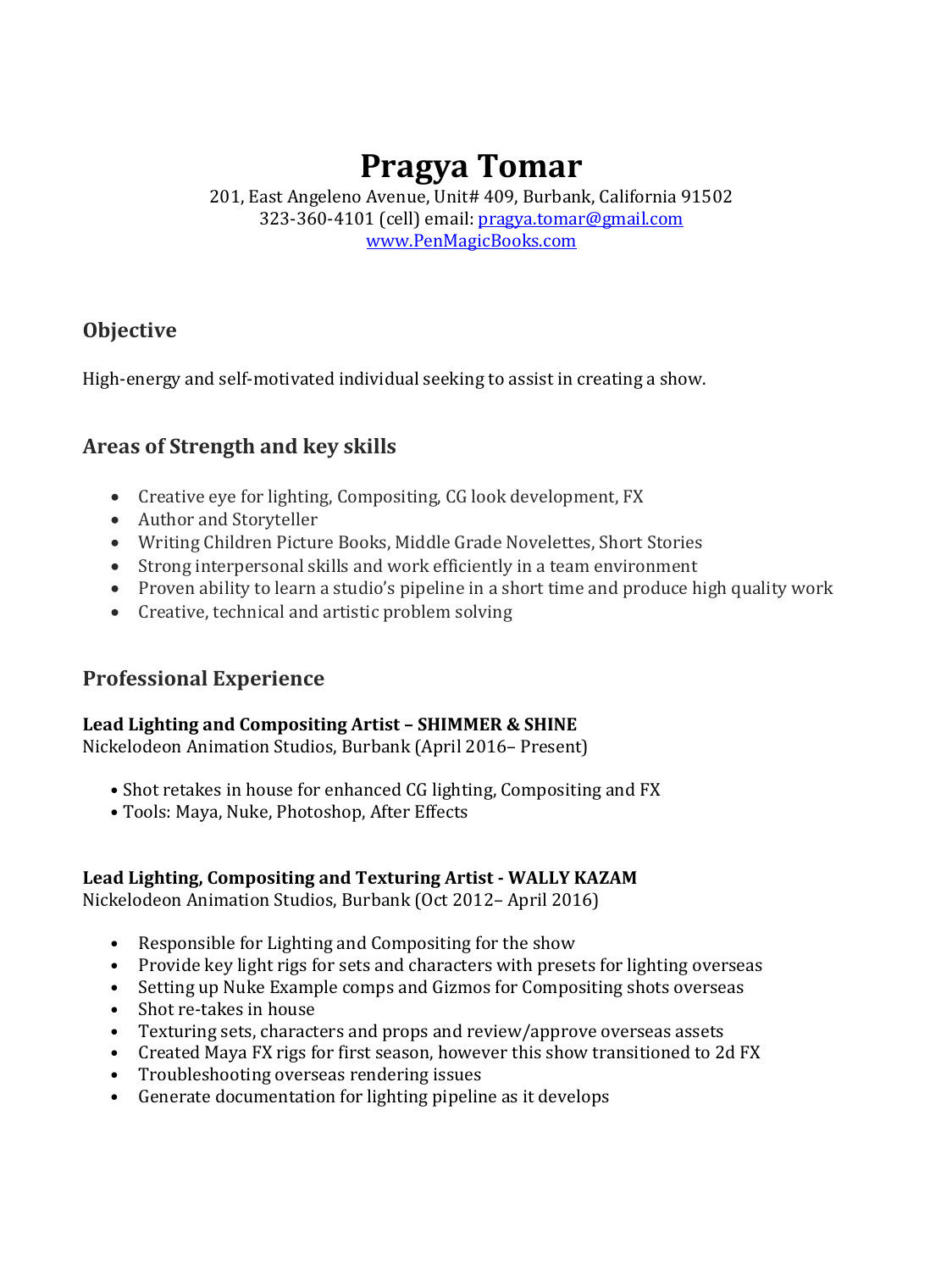# Pragya Tomar

201, East Angeleno Avenue, Unit# 409, Burbank, California 91502
323-360-4101 (cell) email: pragya.tomar@gmail.com
www.PenMagicBooks.com

## Objective

High-energy and self-motivated individual seeking to assist in creating a show.

## Areas of Strength and key skills

- Creative eye for lighting, Compositing, CG look development, FX
- Author and Storyteller
- Writing Children Picture Books, Middle Grade Novelettes, Short Stories
- Strong interpersonal skills and work efficiently in a team environment
- Proven ability to learn a studio's pipeline in a short time and produce high quality work
- Creative, technical and artistic problem solving

## Professional Experience

**Lead Lighting and Compositing Artist – SHIMMER & SHINE**
Nickelodeon Animation Studios, Burbank (April 2016– Present)

- Shot retakes in house for enhanced CG lighting, Compositing and FX
- Tools: Maya, Nuke, Photoshop, After Effects

**Lead Lighting, Compositing and Texturing Artist - WALLY KAZAM**
Nickelodeon Animation Studios, Burbank (Oct 2012– April 2016)

- Responsible for Lighting and Compositing for the show
- Provide key light rigs for sets and characters with presets for lighting overseas
- Setting up Nuke Example comps and Gizmos for Compositing shots overseas
- Shot re-takes in house
- Texturing sets, characters and props and review/approve overseas assets
- Created Maya FX rigs for first season, however this show transitioned to 2d FX
- Troubleshooting overseas rendering issues
- Generate documentation for lighting pipeline as it develops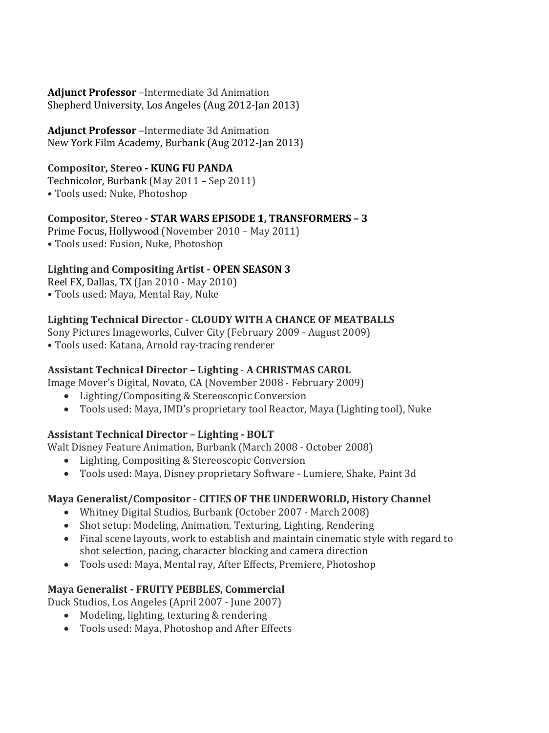**Adjunct Professor** –Intermediate 3d Animation
Shepherd University, Los Angeles (Aug 2012-Jan 2013)

**Adjunct Professor** –Intermediate 3d Animation
New York Film Academy, Burbank (Aug 2012-Jan 2013)

**Compositor, Stereo - KUNG FU PANDA**
Technicolor, Burbank (May 2011 – Sep 2011)
• Tools used: Nuke, Photoshop

**Compositor, Stereo - STAR WARS EPISODE 1, TRANSFORMERS – 3**
Prime Focus, Hollywood (November 2010 – May 2011)
• Tools used: Fusion, Nuke, Photoshop

**Lighting and Compositing Artist - OPEN SEASON 3**
Reel FX, Dallas, TX (Jan 2010 - May 2010)
• Tools used: Maya, Mental Ray, Nuke

**Lighting Technical Director - CLOUDY WITH A CHANCE OF MEATBALLS**
Sony Pictures Imageworks, Culver City (February 2009 - August 2009)
• Tools used: Katana, Arnold ray-tracing renderer

**Assistant Technical Director – Lighting - A CHRISTMAS CAROL**
Image Mover's Digital, Novato, CA (November 2008 - February 2009)

- Lighting/Compositing & Stereoscopic Conversion
- Tools used: Maya, IMD's proprietary tool Reactor, Maya (Lighting tool), Nuke

**Assistant Technical Director – Lighting - BOLT**
Walt Disney Feature Animation, Burbank (March 2008 - October 2008)

- Lighting, Compositing & Stereoscopic Conversion
- Tools used: Maya, Disney proprietary Software - Lumiere, Shake, Paint 3d

**Maya Generalist/Compositor - CITIES OF THE UNDERWORLD, History Channel**

- Whitney Digital Studios, Burbank (October 2007 - March 2008)
- Shot setup: Modeling, Animation, Texturing, Lighting, Rendering
- Final scene layouts, work to establish and maintain cinematic style with regard to shot selection, pacing, character blocking and camera direction
- Tools used: Maya, Mental ray, After Effects, Premiere, Photoshop

**Maya Generalist - FRUITY PEBBLES, Commercial**
Duck Studios, Los Angeles (April 2007 - June 2007)

- Modeling, lighting, texturing & rendering
- Tools used: Maya, Photoshop and After Effects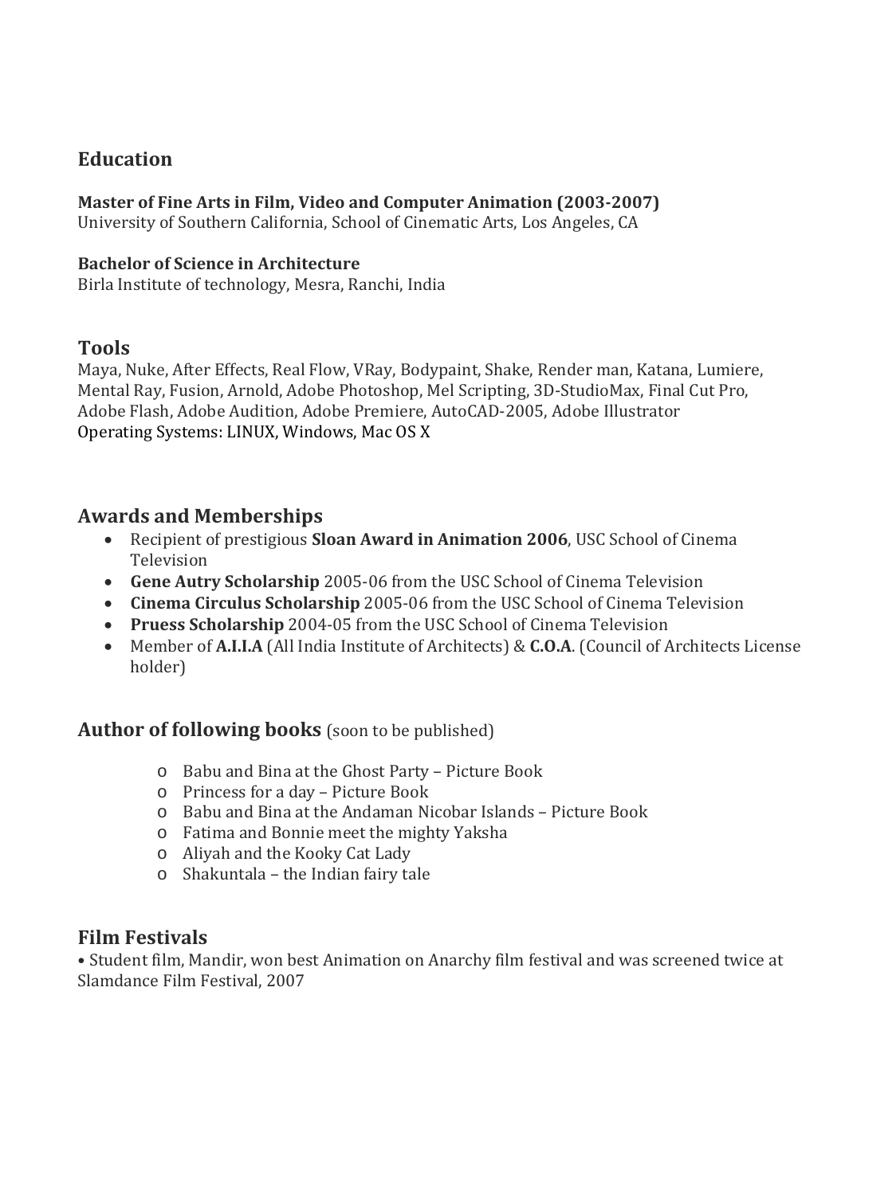## Education

**Master of Fine Arts in Film, Video and Computer Animation (2003-2007)**
University of Southern California, School of Cinematic Arts, Los Angeles, CA

**Bachelor of Science in Architecture**
Birla Institute of technology, Mesra, Ranchi, India

## Tools

Maya, Nuke, After Effects, Real Flow, VRay, Bodypaint, Shake, Render man, Katana, Lumiere, Mental Ray, Fusion, Arnold, Adobe Photoshop, Mel Scripting, 3D-StudioMax, Final Cut Pro, Adobe Flash, Adobe Audition, Adobe Premiere, AutoCAD-2005, Adobe Illustrator
Operating Systems: LINUX, Windows, Mac OS X

## Awards and Memberships

- Recipient of prestigious **Sloan Award in Animation 2006**, USC School of Cinema Television
- **Gene Autry Scholarship** 2005-06 from the USC School of Cinema Television
- **Cinema Circulus Scholarship** 2005-06 from the USC School of Cinema Television
- **Pruess Scholarship** 2004-05 from the USC School of Cinema Television
- Member of **A.I.I.A** (All India Institute of Architects) & **C.O.A**. (Council of Architects License holder)

## Author of following books (soon to be published)

- Babu and Bina at the Ghost Party – Picture Book
- Princess for a day – Picture Book
- Babu and Bina at the Andaman Nicobar Islands – Picture Book
- Fatima and Bonnie meet the mighty Yaksha
- Aliyah and the Kooky Cat Lady
- Shakuntala – the Indian fairy tale

## Film Festivals

• Student film, Mandir, won best Animation on Anarchy film festival and was screened twice at Slamdance Film Festival, 2007